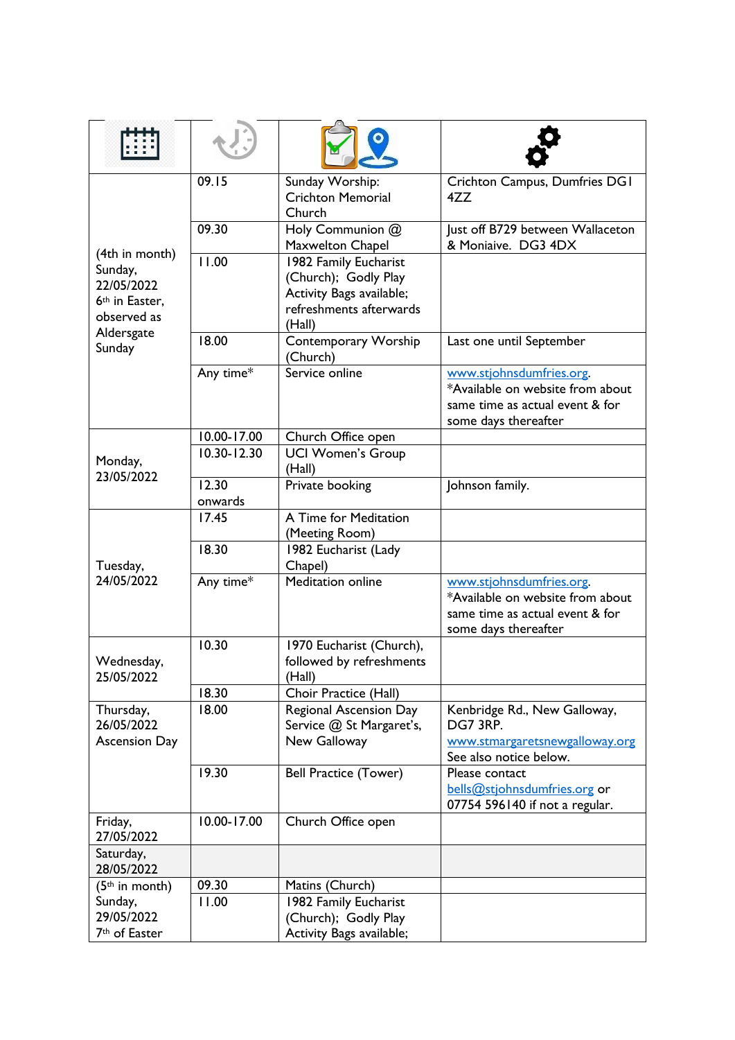| | | | |
|---|---|---|---|
| (4th in month) Sunday, 22/05/2022 6th in Easter, observed as Aldersgate Sunday | 09.15 | Sunday Worship: Crichton Memorial Church | Crichton Campus, Dumfries DG1 4ZZ |
| | 09.30 | Holy Communion @ Maxwelton Chapel | Just off B729 between Wallaceton & Moniaive. DG3 4DX |
| | 11.00 | 1982 Family Eucharist (Church); Godly Play Activity Bags available; refreshments afterwards (Hall) | |
| | 18.00 | Contemporary Worship (Church) | Last one until September |
| | Any time* | Service online | www.stjohnsdumfries.org. *Available on website from about same time as actual event & for some days thereafter |
| Monday, 23/05/2022 | 10.00-17.00 | Church Office open | |
| | 10.30-12.30 | UCI Women's Group (Hall) | |
| | 12.30 onwards | Private booking | Johnson family. |
| Tuesday, 24/05/2022 | 17.45 | A Time for Meditation (Meeting Room) | |
| | 18.30 | 1982 Eucharist (Lady Chapel) | |
| | Any time* | Meditation online | www.stjohnsdumfries.org. *Available on website from about same time as actual event & for some days thereafter |
| Wednesday, 25/05/2022 | 10.30 | 1970 Eucharist (Church), followed by refreshments (Hall) | |
| | 18.30 | Choir Practice (Hall) | |
| Thursday, 26/05/2022 Ascension Day | 18.00 | Regional Ascension Day Service @ St Margaret's, New Galloway | Kenbridge Rd., New Galloway, DG7 3RP. www.stmargaretsnewgalloway.org See also notice below. |
| | 19.30 | Bell Practice (Tower) | Please contact bells@stjohnsdumfries.org or 07754 596140 if not a regular. |
| Friday, 27/05/2022 | 10.00-17.00 | Church Office open | |
| Saturday, 28/05/2022 | | | |
| (5th in month) Sunday, 29/05/2022 7th of Easter | 09.30 | Matins (Church) | |
| | 11.00 | 1982 Family Eucharist (Church); Godly Play Activity Bags available; | |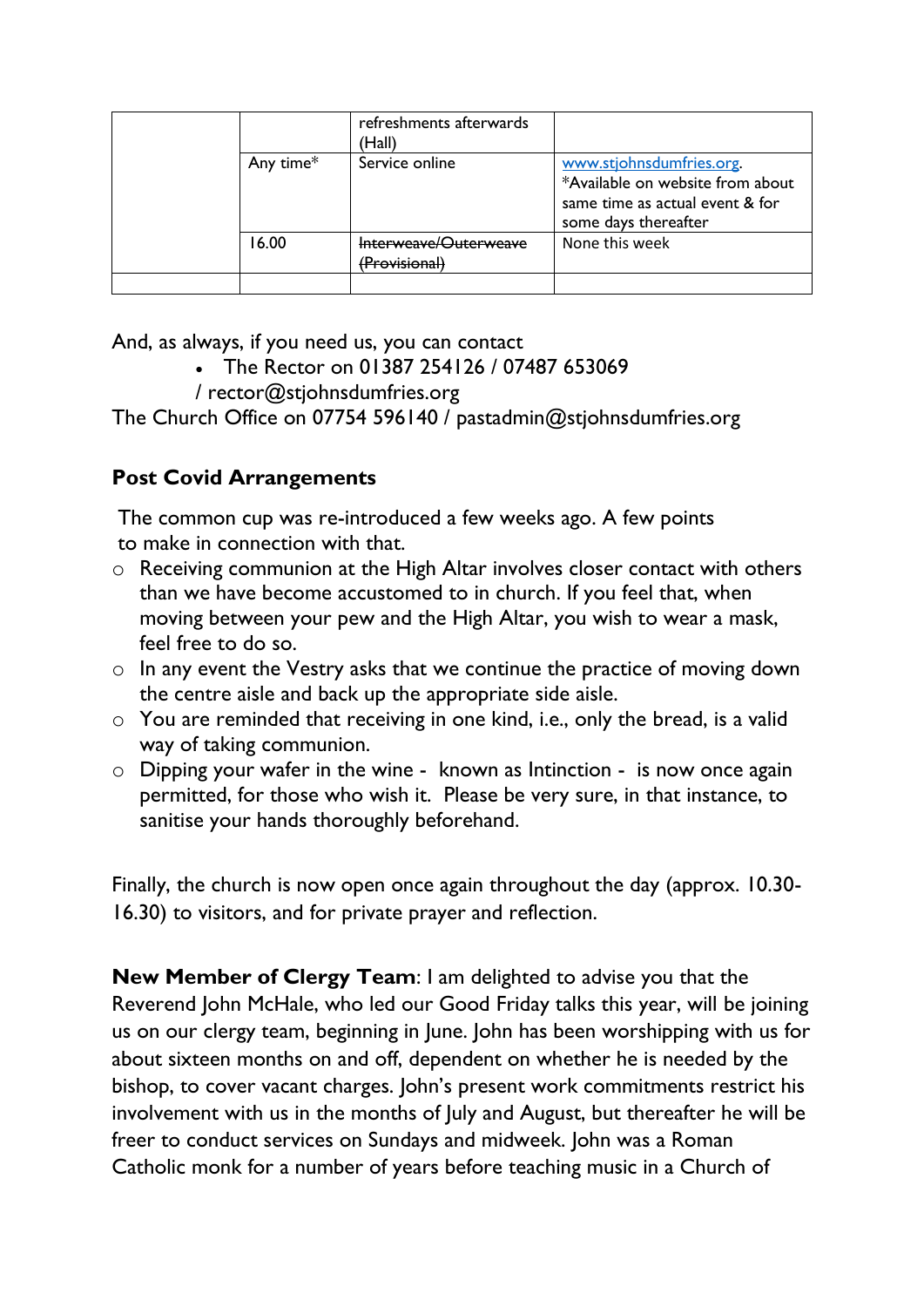| | | | |
|---|---|---|---|
| | | refreshments afterwards (Hall) | |
| | Any time* | Service online | www.stjohnsdumfries.org. *Available on website from about same time as actual event & for some days thereafter |
| | 16.00 | ~~Interweave/Outerweave (Provisional)~~ | None this week |
| | | | |

And, as always, if you need us, you can contact

- The Rector on 01387 254126 / 07487 653069 / rector@stjohnsdumfries.org

The Church Office on 07754 596140 / pastadmin@stjohnsdumfries.org

**Post Covid Arrangements**

The common cup was re-introduced a few weeks ago. A few points to make in connection with that.

- Receiving communion at the High Altar involves closer contact with others than we have become accustomed to in church. If you feel that, when moving between your pew and the High Altar, you wish to wear a mask, feel free to do so.
- In any event the Vestry asks that we continue the practice of moving down the centre aisle and back up the appropriate side aisle.
- You are reminded that receiving in one kind, i.e., only the bread, is a valid way of taking communion.
- Dipping your wafer in the wine - known as Intinction - is now once again permitted, for those who wish it. Please be very sure, in that instance, to sanitise your hands thoroughly beforehand.

Finally, the church is now open once again throughout the day (approx. 10.30-16.30) to visitors, and for private prayer and reflection.

**New Member of Clergy Team**: I am delighted to advise you that the Reverend John McHale, who led our Good Friday talks this year, will be joining us on our clergy team, beginning in June. John has been worshipping with us for about sixteen months on and off, dependent on whether he is needed by the bishop, to cover vacant charges. John's present work commitments restrict his involvement with us in the months of July and August, but thereafter he will be freer to conduct services on Sundays and midweek. John was a Roman Catholic monk for a number of years before teaching music in a Church of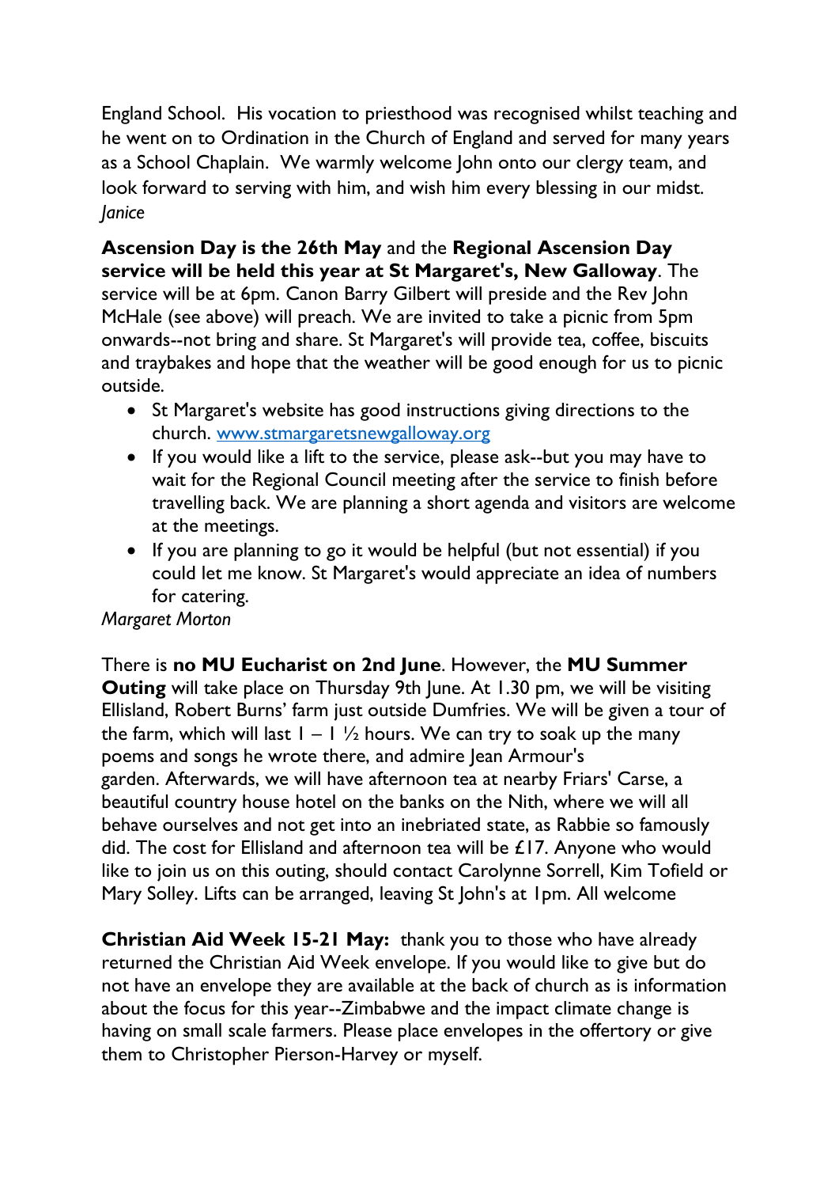England School. His vocation to priesthood was recognised whilst teaching and he went on to Ordination in the Church of England and served for many years as a School Chaplain. We warmly welcome John onto our clergy team, and look forward to serving with him, and wish him every blessing in our midst.
*Janice*

**Ascension Day is the 26th May** and the **Regional Ascension Day service will be held this year at St Margaret's, New Galloway**. The service will be at 6pm. Canon Barry Gilbert will preside and the Rev John McHale (see above) will preach. We are invited to take a picnic from 5pm onwards--not bring and share. St Margaret's will provide tea, coffee, biscuits and traybakes and hope that the weather will be good enough for us to picnic outside.

- St Margaret's website has good instructions giving directions to the church. [www.stmargaretsnewgalloway.org](www.stmargaretsnewgalloway.org)
- If you would like a lift to the service, please ask--but you may have to wait for the Regional Council meeting after the service to finish before travelling back. We are planning a short agenda and visitors are welcome at the meetings.
- If you are planning to go it would be helpful (but not essential) if you could let me know. St Margaret's would appreciate an idea of numbers for catering.

*Margaret Morton*

There is **no MU Eucharist on 2nd June**. However, the **MU Summer Outing** will take place on Thursday 9th June. At 1.30 pm, we will be visiting Ellisland, Robert Burns' farm just outside Dumfries. We will be given a tour of the farm, which will last 1 – 1 ½ hours. We can try to soak up the many poems and songs he wrote there, and admire Jean Armour's garden. Afterwards, we will have afternoon tea at nearby Friars' Carse, a beautiful country house hotel on the banks on the Nith, where we will all behave ourselves and not get into an inebriated state, as Rabbie so famously did. The cost for Ellisland and afternoon tea will be £17. Anyone who would like to join us on this outing, should contact Carolynne Sorrell, Kim Tofield or Mary Solley. Lifts can be arranged, leaving St John's at 1pm. All welcome

**Christian Aid Week 15-21 May:** thank you to those who have already returned the Christian Aid Week envelope. If you would like to give but do not have an envelope they are available at the back of church as is information about the focus for this year--Zimbabwe and the impact climate change is having on small scale farmers. Please place envelopes in the offertory or give them to Christopher Pierson-Harvey or myself.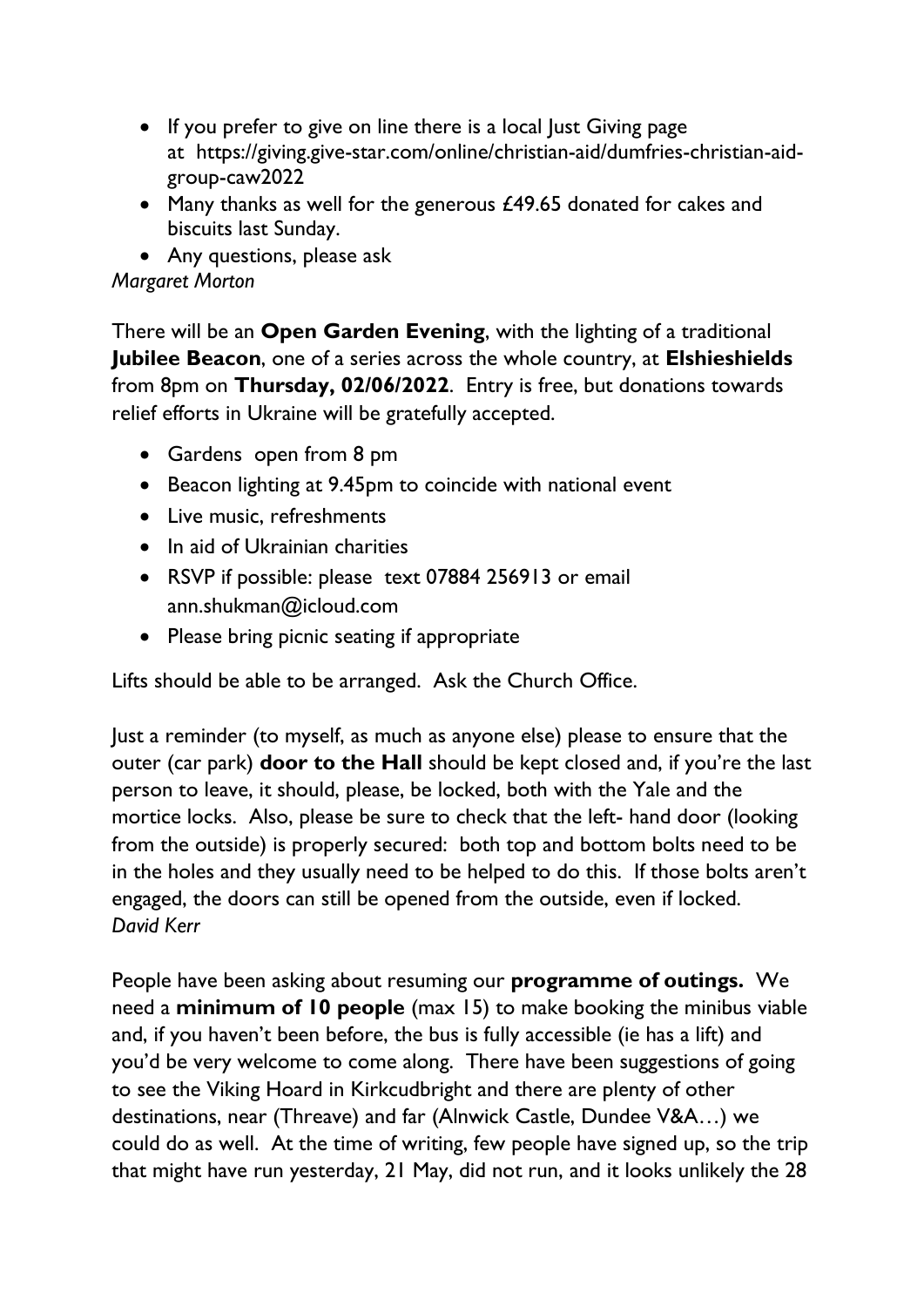- If you prefer to give on line there is a local Just Giving page at https://giving.give-star.com/online/christian-aid/dumfries-christian-aid-group-caw2022
- Many thanks as well for the generous £49.65 donated for cakes and biscuits last Sunday.
- Any questions, please ask

*Margaret Morton*

There will be an **Open Garden Evening**, with the lighting of a traditional **Jubilee Beacon**, one of a series across the whole country, at **Elshieshields** from 8pm on **Thursday, 02/06/2022**. Entry is free, but donations towards relief efforts in Ukraine will be gratefully accepted.

- Gardens open from 8 pm
- Beacon lighting at 9.45pm to coincide with national event
- Live music, refreshments
- In aid of Ukrainian charities
- RSVP if possible: please text 07884 256913 or email ann.shukman@icloud.com
- Please bring picnic seating if appropriate

Lifts should be able to be arranged. Ask the Church Office.

Just a reminder (to myself, as much as anyone else) please to ensure that the outer (car park) **door to the Hall** should be kept closed and, if you're the last person to leave, it should, please, be locked, both with the Yale and the mortice locks. Also, please be sure to check that the left- hand door (looking from the outside) is properly secured: both top and bottom bolts need to be in the holes and they usually need to be helped to do this. If those bolts aren't engaged, the doors can still be opened from the outside, even if locked.
*David Kerr*

People have been asking about resuming our **programme of outings.** We need a **minimum of 10 people** (max 15) to make booking the minibus viable and, if you haven't been before, the bus is fully accessible (ie has a lift) and you'd be very welcome to come along. There have been suggestions of going to see the Viking Hoard in Kirkcudbright and there are plenty of other destinations, near (Threave) and far (Alnwick Castle, Dundee V&A…) we could do as well. At the time of writing, few people have signed up, so the trip that might have run yesterday, 21 May, did not run, and it looks unlikely the 28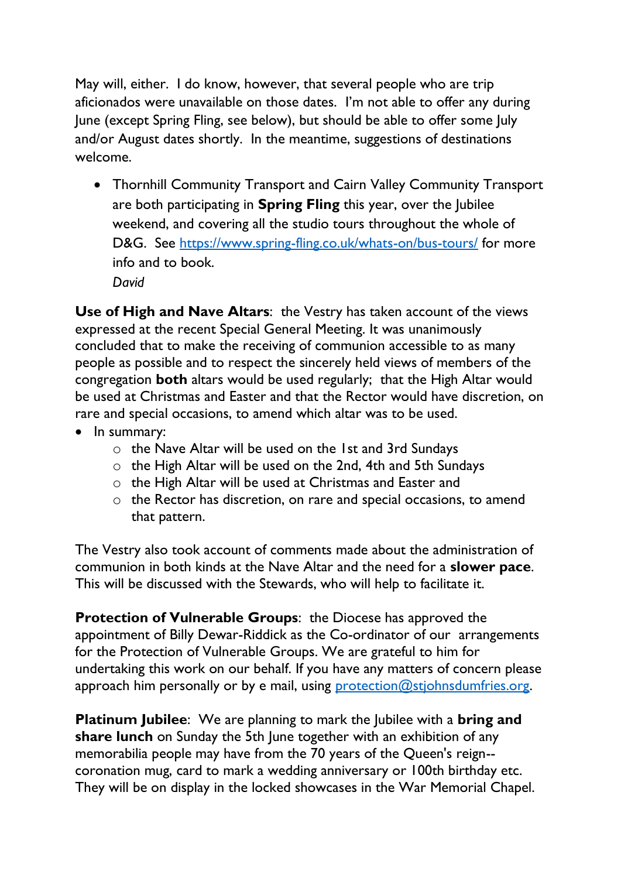May will, either. I do know, however, that several people who are trip aficionados were unavailable on those dates. I'm not able to offer any during June (except Spring Fling, see below), but should be able to offer some July and/or August dates shortly. In the meantime, suggestions of destinations welcome.

- Thornhill Community Transport and Cairn Valley Community Transport are both participating in **Spring Fling** this year, over the Jubilee weekend, and covering all the studio tours throughout the whole of D&G. See [https://www.spring-fling.co.uk/whats-on/bus-tours/](https://www.spring-fling.co.uk/whats-on/bus-tours/) for more info and to book.
  *David*

**Use of High and Nave Altars**: the Vestry has taken account of the views expressed at the recent Special General Meeting. It was unanimously concluded that to make the receiving of communion accessible to as many people as possible and to respect the sincerely held views of members of the congregation **both** altars would be used regularly; that the High Altar would be used at Christmas and Easter and that the Rector would have discretion, on rare and special occasions, to amend which altar was to be used.

- In summary:
  - the Nave Altar will be used on the 1st and 3rd Sundays
  - the High Altar will be used on the 2nd, 4th and 5th Sundays
  - the High Altar will be used at Christmas and Easter and
  - the Rector has discretion, on rare and special occasions, to amend that pattern.

The Vestry also took account of comments made about the administration of communion in both kinds at the Nave Altar and the need for a **slower pace**. This will be discussed with the Stewards, who will help to facilitate it.

**Protection of Vulnerable Groups**: the Diocese has approved the appointment of Billy Dewar-Riddick as the Co-ordinator of our arrangements for the Protection of Vulnerable Groups. We are grateful to him for undertaking this work on our behalf. If you have any matters of concern please approach him personally or by e mail, using [protection@stjohnsdumfries.org](mailto:protection@stjohnsdumfries.org).

**Platinum Jubilee**: We are planning to mark the Jubilee with a **bring and share lunch** on Sunday the 5th June together with an exhibition of any memorabilia people may have from the 70 years of the Queen's reign--coronation mug, card to mark a wedding anniversary or 100th birthday etc. They will be on display in the locked showcases in the War Memorial Chapel.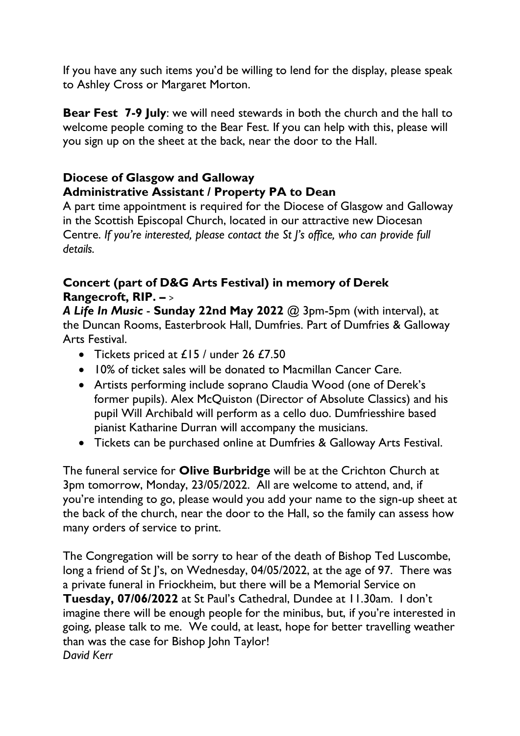If you have any such items you'd be willing to lend for the display, please speak to Ashley Cross or Margaret Morton.

**Bear Fest 7-9 July**: we will need stewards in both the church and the hall to welcome people coming to the Bear Fest. If you can help with this, please will you sign up on the sheet at the back, near the door to the Hall.

**Diocese of Glasgow and Galloway**
**Administrative Assistant / Property PA to Dean**

A part time appointment is required for the Diocese of Glasgow and Galloway in the Scottish Episcopal Church, located in our attractive new Diocesan Centre. *If you're interested, please contact the St J's office, who can provide full details.*

**Concert (part of D&G Arts Festival) in memory of Derek Rangecroft, RIP. –** >

***A Life In Music*** - **Sunday 22nd May 2022** @ 3pm-5pm (with interval), at the Duncan Rooms, Easterbrook Hall, Dumfries. Part of Dumfries & Galloway Arts Festival.

- Tickets priced at £15 / under 26 £7.50
- 10% of ticket sales will be donated to Macmillan Cancer Care.
- Artists performing include soprano Claudia Wood (one of Derek's former pupils). Alex McQuiston (Director of Absolute Classics) and his pupil Will Archibald will perform as a cello duo. Dumfriesshire based pianist Katharine Durran will accompany the musicians.
- Tickets can be purchased online at Dumfries & Galloway Arts Festival.

The funeral service for **Olive Burbridge** will be at the Crichton Church at 3pm tomorrow, Monday, 23/05/2022. All are welcome to attend, and, if you're intending to go, please would you add your name to the sign-up sheet at the back of the church, near the door to the Hall, so the family can assess how many orders of service to print.

The Congregation will be sorry to hear of the death of Bishop Ted Luscombe, long a friend of St J's, on Wednesday, 04/05/2022, at the age of 97. There was a private funeral in Friockheim, but there will be a Memorial Service on **Tuesday, 07/06/2022** at St Paul's Cathedral, Dundee at 11.30am. I don't imagine there will be enough people for the minibus, but, if you're interested in going, please talk to me. We could, at least, hope for better travelling weather than was the case for Bishop John Taylor!
*David Kerr*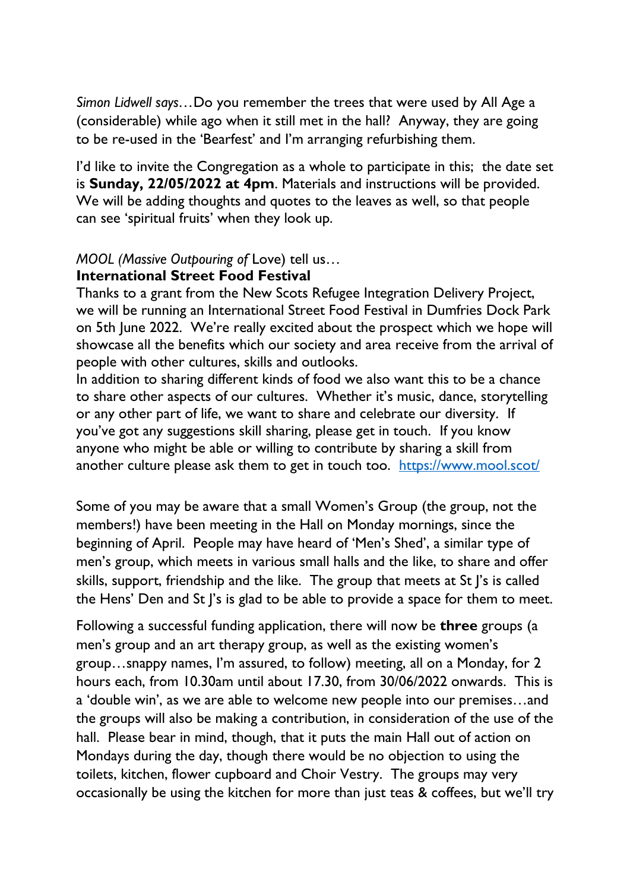*Simon Lidwell says…*Do you remember the trees that were used by All Age a (considerable) while ago when it still met in the hall? Anyway, they are going to be re-used in the 'Bearfest' and I'm arranging refurbishing them.

I'd like to invite the Congregation as a whole to participate in this; the date set is **Sunday, 22/05/2022 at 4pm**. Materials and instructions will be provided. We will be adding thoughts and quotes to the leaves as well, so that people can see 'spiritual fruits' when they look up.

*MOOL (Massive Outpouring of* Love) tell us…

**International Street Food Festival**

Thanks to a grant from the New Scots Refugee Integration Delivery Project, we will be running an International Street Food Festival in Dumfries Dock Park on 5th June 2022. We're really excited about the prospect which we hope will showcase all the benefits which our society and area receive from the arrival of people with other cultures, skills and outlooks.

In addition to sharing different kinds of food we also want this to be a chance to share other aspects of our cultures. Whether it's music, dance, storytelling or any other part of life, we want to share and celebrate our diversity. If you've got any suggestions skill sharing, please get in touch. If you know anyone who might be able or willing to contribute by sharing a skill from another culture please ask them to get in touch too. [https://www.mool.scot/](https://www.mool.scot/)

Some of you may be aware that a small Women's Group (the group, not the members!) have been meeting in the Hall on Monday mornings, since the beginning of April. People may have heard of 'Men's Shed', a similar type of men's group, which meets in various small halls and the like, to share and offer skills, support, friendship and the like. The group that meets at St J's is called the Hens' Den and St J's is glad to be able to provide a space for them to meet.

Following a successful funding application, there will now be **three** groups (a men's group and an art therapy group, as well as the existing women's group…snappy names, I'm assured, to follow) meeting, all on a Monday, for 2 hours each, from 10.30am until about 17.30, from 30/06/2022 onwards. This is a 'double win', as we are able to welcome new people into our premises…and the groups will also be making a contribution, in consideration of the use of the hall. Please bear in mind, though, that it puts the main Hall out of action on Mondays during the day, though there would be no objection to using the toilets, kitchen, flower cupboard and Choir Vestry. The groups may very occasionally be using the kitchen for more than just teas & coffees, but we'll try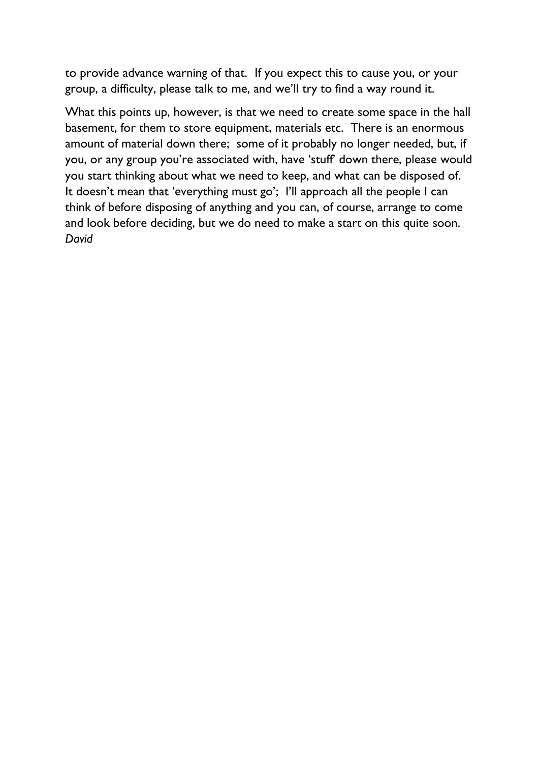to provide advance warning of that.  If you expect this to cause you, or your group, a difficulty, please talk to me, and we'll try to find a way round it.

What this points up, however, is that we need to create some space in the hall basement, for them to store equipment, materials etc.  There is an enormous amount of material down there;  some of it probably no longer needed, but, if you, or any group you're associated with, have 'stuff' down there, please would you start thinking about what we need to keep, and what can be disposed of. It doesn't mean that 'everything must go';  I'll approach all the people I can think of before disposing of anything and you can, of course, arrange to come and look before deciding, but we do need to make a start on this quite soon.
*David*